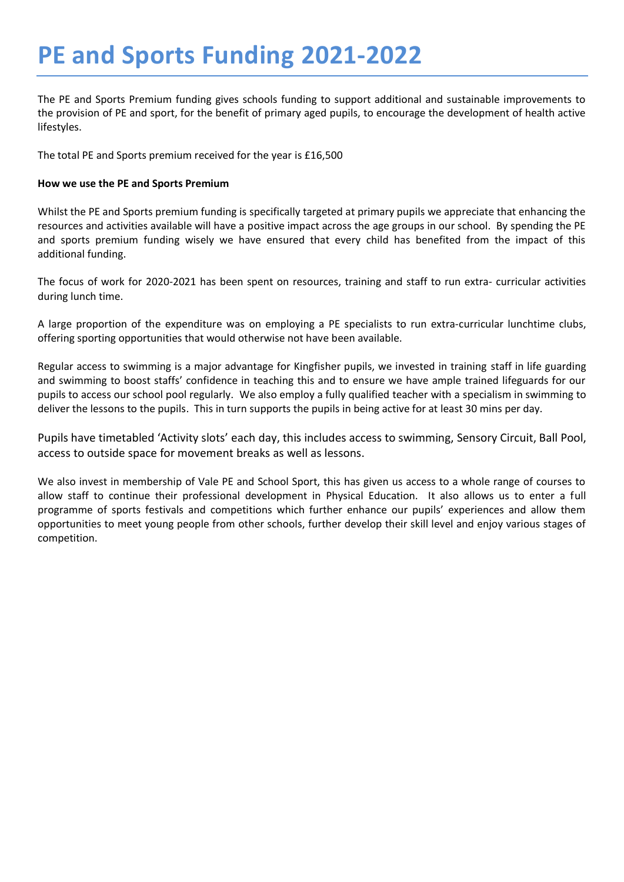# PE and Sports Funding 2021-2022

The PE and Sports Premium funding gives schools funding to support additional and sustainable improvements to the provision of PE and sport, for the benefit of primary aged pupils, to encourage the development of health active lifestyles.

The total PE and Sports premium received for the year is £16,500

**How we use the PE and Sports Premium**

Whilst the PE and Sports premium funding is specifically targeted at primary pupils we appreciate that enhancing the resources and activities available will have a positive impact across the age groups in our school. By spending the PE and sports premium funding wisely we have ensured that every child has benefited from the impact of this additional funding.

The focus of work for 2020-2021 has been spent on resources, training and staff to run extra- curricular activities during lunch time.

A large proportion of the expenditure was on employing a PE specialists to run extra-curricular lunchtime clubs, offering sporting opportunities that would otherwise not have been available.

Regular access to swimming is a major advantage for Kingfisher pupils, we invested in training staff in life guarding and swimming to boost staffs' confidence in teaching this and to ensure we have ample trained lifeguards for our pupils to access our school pool regularly. We also employ a fully qualified teacher with a specialism in swimming to deliver the lessons to the pupils. This in turn supports the pupils in being active for at least 30 mins per day.

Pupils have timetabled 'Activity slots' each day, this includes access to swimming, Sensory Circuit, Ball Pool, access to outside space for movement breaks as well as lessons.

We also invest in membership of Vale PE and School Sport, this has given us access to a whole range of courses to allow staff to continue their professional development in Physical Education. It also allows us to enter a full programme of sports festivals and competitions which further enhance our pupils' experiences and allow them opportunities to meet young people from other schools, further develop their skill level and enjoy various stages of competition.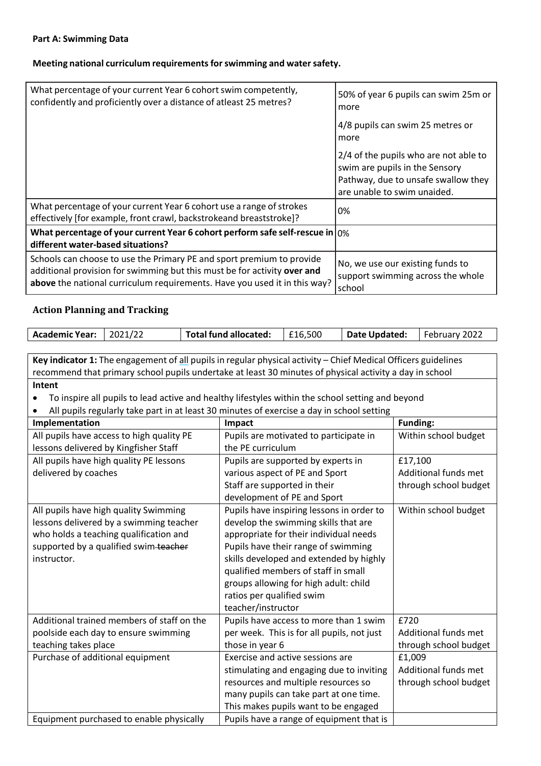**Part A: Swimming Data**

**Meeting national curriculum requirements for swimming and water safety.**

| | |
|---|---|
| What percentage of your current Year 6 cohort swim competently, confidently and proficiently over a distance of atleast 25 metres? | 50% of year 6 pupils can swim 25m or more<br><br>4/8 pupils can swim 25 metres or more<br><br>2/4 of the pupils who are not able to swim are pupils in the Sensory Pathway, due to unsafe swallow they are unable to swim unaided. |
| What percentage of your current Year 6 cohort use a range of strokes effectively [for example, front crawl, backstrokeand breaststroke]? | 0% |
| **What percentage of your current Year 6 cohort perform safe self-rescue in different water-based situations?** | 0% |
| Schools can choose to use the Primary PE and sport premium to provide additional provision for swimming but this must be for activity **over and above** the national curriculum requirements. Have you used it in this way? | No, we use our existing funds to support swimming across the whole school |

## Action Planning and Tracking

| **Academic Year:** | 2021/22 | **Total fund allocated:** | £16,500 | **Date Updated:** | February 2022 |
|---|---|---|---|---|---|

**Key indicator 1:** The engagement of all pupils in regular physical activity – Chief Medical Officers guidelines recommend that primary school pupils undertake at least 30 minutes of physical activity a day in school

**Intent**

- To inspire all pupils to lead active and healthy lifestyles within the school setting and beyond
- All pupils regularly take part in at least 30 minutes of exercise a day in school setting

| **Implementation** | **Impact** | **Funding:** |
|---|---|---|
| All pupils have access to high quality PE lessons delivered by Kingfisher Staff | Pupils are motivated to participate in the PE curriculum | Within school budget |
| All pupils have high quality PE lessons delivered by coaches | Pupils are supported by experts in various aspect of PE and Sport<br>Staff are supported in their development of PE and Sport | £17,100<br>Additional funds met through school budget |
| All pupils have high quality Swimming lessons delivered by a swimming teacher who holds a teaching qualification and supported by a qualified swim ~~teacher~~ instructor. | Pupils have inspiring lessons in order to develop the swimming skills that are appropriate for their individual needs<br>Pupils have their range of swimming skills developed and extended by highly qualified members of staff in small groups allowing for high adult: child ratios per qualified swim teacher/instructor | Within school budget |
| Additional trained members of staff on the poolside each day to ensure swimming teaching takes place | Pupils have access to more than 1 swim per week. This is for all pupils, not just those in year 6 | £720<br>Additional funds met through school budget |
| Purchase of additional equipment | Exercise and active sessions are stimulating and engaging due to inviting resources and multiple resources so many pupils can take part at one time. This makes pupils want to be engaged | £1,009<br>Additional funds met through school budget |
| Equipment purchased to enable physically | Pupils have a range of equipment that is | |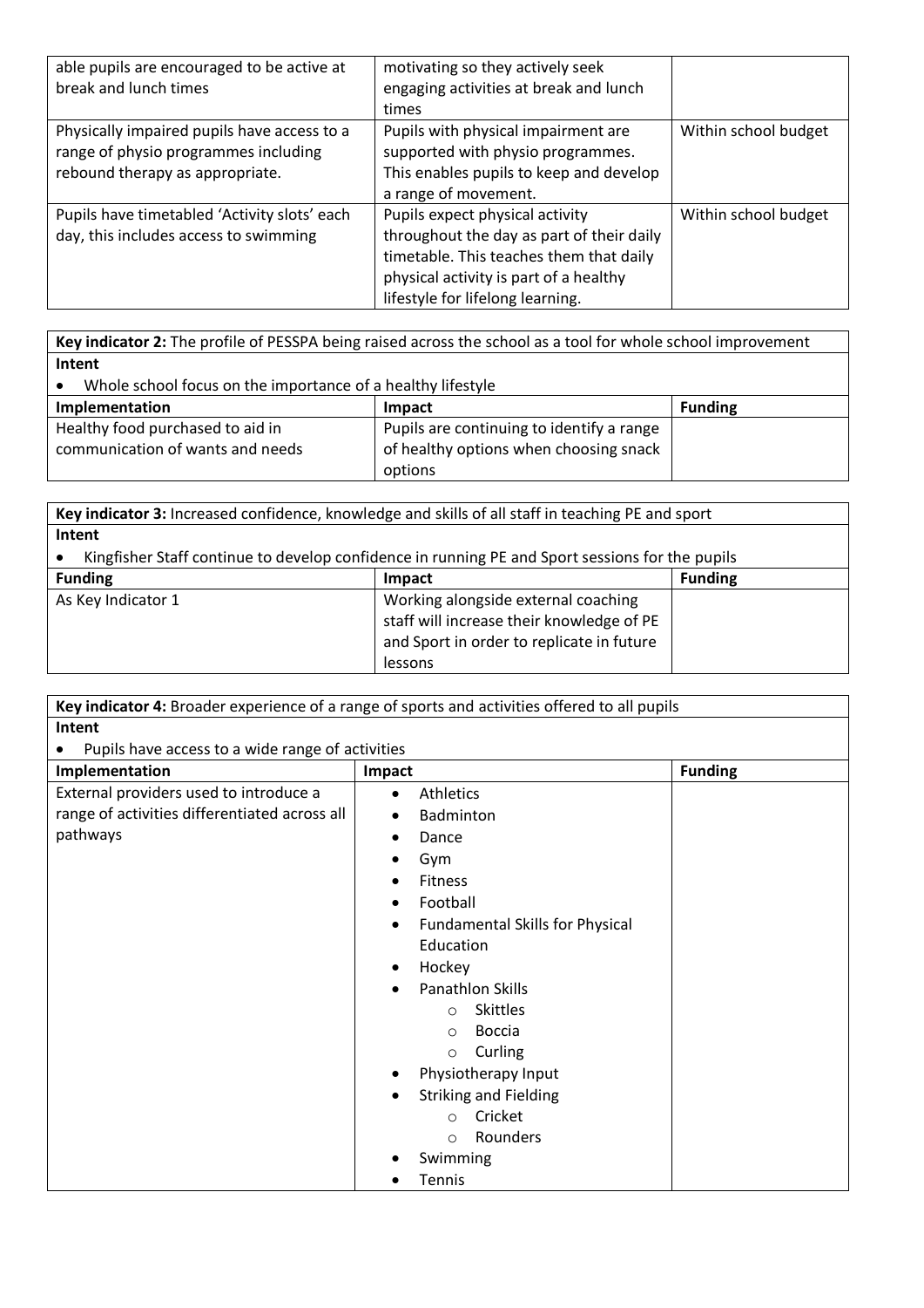| | | |
|---|---|---|
| able pupils are encouraged to be active at break and lunch times | motivating so they actively seek engaging activities at break and lunch times | |
| Physically impaired pupils have access to a range of physio programmes including rebound therapy as appropriate. | Pupils with physical impairment are supported with physio programmes. This enables pupils to keep and develop a range of movement. | Within school budget |
| Pupils have timetabled 'Activity slots' each day, this includes access to swimming | Pupils expect physical activity throughout the day as part of their daily timetable. This teaches them that daily physical activity is part of a healthy lifestyle for lifelong learning. | Within school budget |

| **Key indicator 2:** The profile of PESSPA being raised across the school as a tool for whole school improvement | | |
|---|---|---|
| **Intent**<br>• Whole school focus on the importance of a healthy lifestyle | | |
| **Implementation** | **Impact** | **Funding** |
| Healthy food purchased to aid in communication of wants and needs | Pupils are continuing to identify a range of healthy options when choosing snack options | |

| **Key indicator 3:** Increased confidence, knowledge and skills of all staff in teaching PE and sport | | |
|---|---|---|
| **Intent**<br>• Kingfisher Staff continue to develop confidence in running PE and Sport sessions for the pupils | | |
| **Funding** | **Impact** | **Funding** |
| As Key Indicator 1 | Working alongside external coaching staff will increase their knowledge of PE and Sport in order to replicate in future lessons | |

| **Key indicator 4:** Broader experience of a range of sports and activities offered to all pupils | | |
|---|---|---|
| **Intent**<br>• Pupils have access to a wide range of activities | | |
| **Implementation** | **Impact** | **Funding** |
| External providers used to introduce a range of activities differentiated across all pathways | • Athletics<br>• Badminton<br>• Dance<br>• Gym<br>• Fitness<br>• Football<br>• Fundamental Skills for Physical Education<br>• Hockey<br>• Panathlon Skills<br>&nbsp;&nbsp;&nbsp;&nbsp;○ Skittles<br>&nbsp;&nbsp;&nbsp;&nbsp;○ Boccia<br>&nbsp;&nbsp;&nbsp;&nbsp;○ Curling<br>• Physiotherapy Input<br>• Striking and Fielding<br>&nbsp;&nbsp;&nbsp;&nbsp;○ Cricket<br>&nbsp;&nbsp;&nbsp;&nbsp;○ Rounders<br>• Swimming<br>• Tennis | |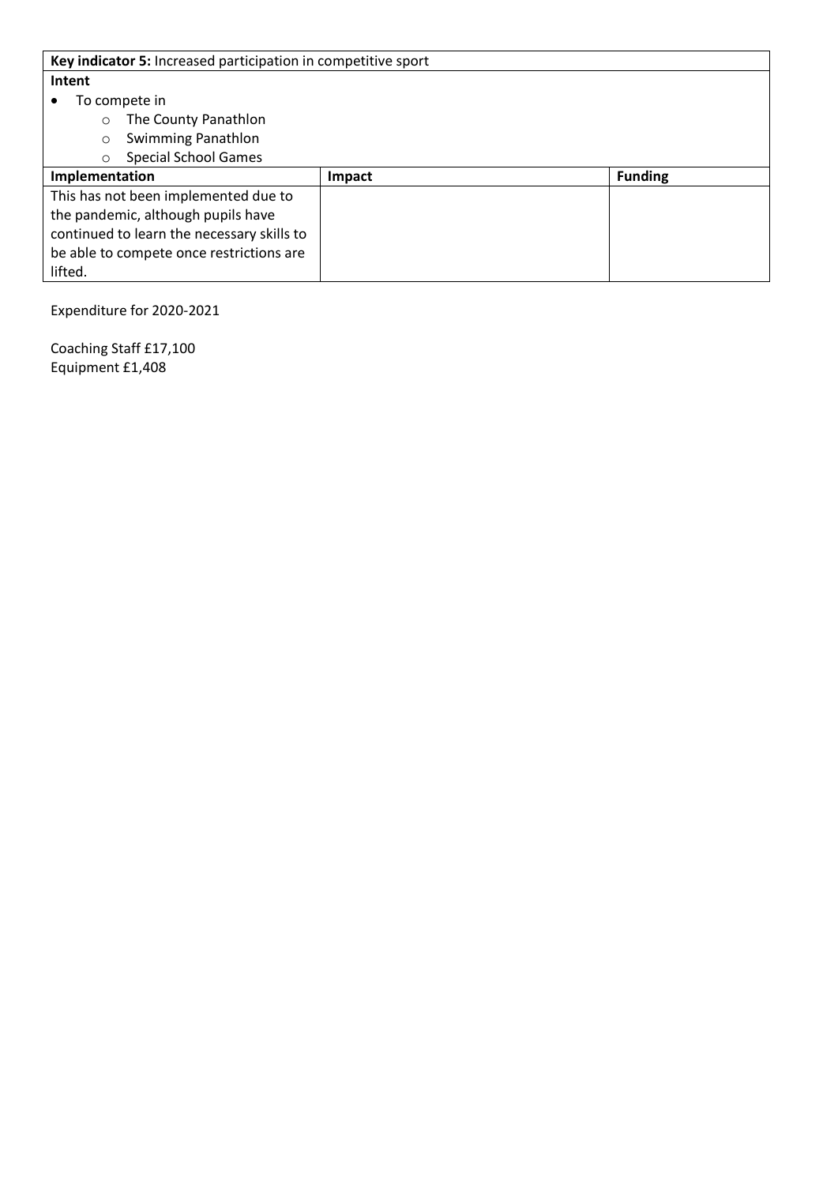| **Key indicator 5:** Increased participation in competitive sport | | |
|---|---|---|
| **Intent**<br>• To compete in<br>  ○ The County Panathlon<br>  ○ Swimming Panathlon<br>  ○ Special School Games | | |
| **Implementation** | **Impact** | **Funding** |
| This has not been implemented due to the pandemic, although pupils have continued to learn the necessary skills to be able to compete once restrictions are lifted. | | |

Expenditure for 2020-2021

Coaching Staff £17,100
Equipment £1,408